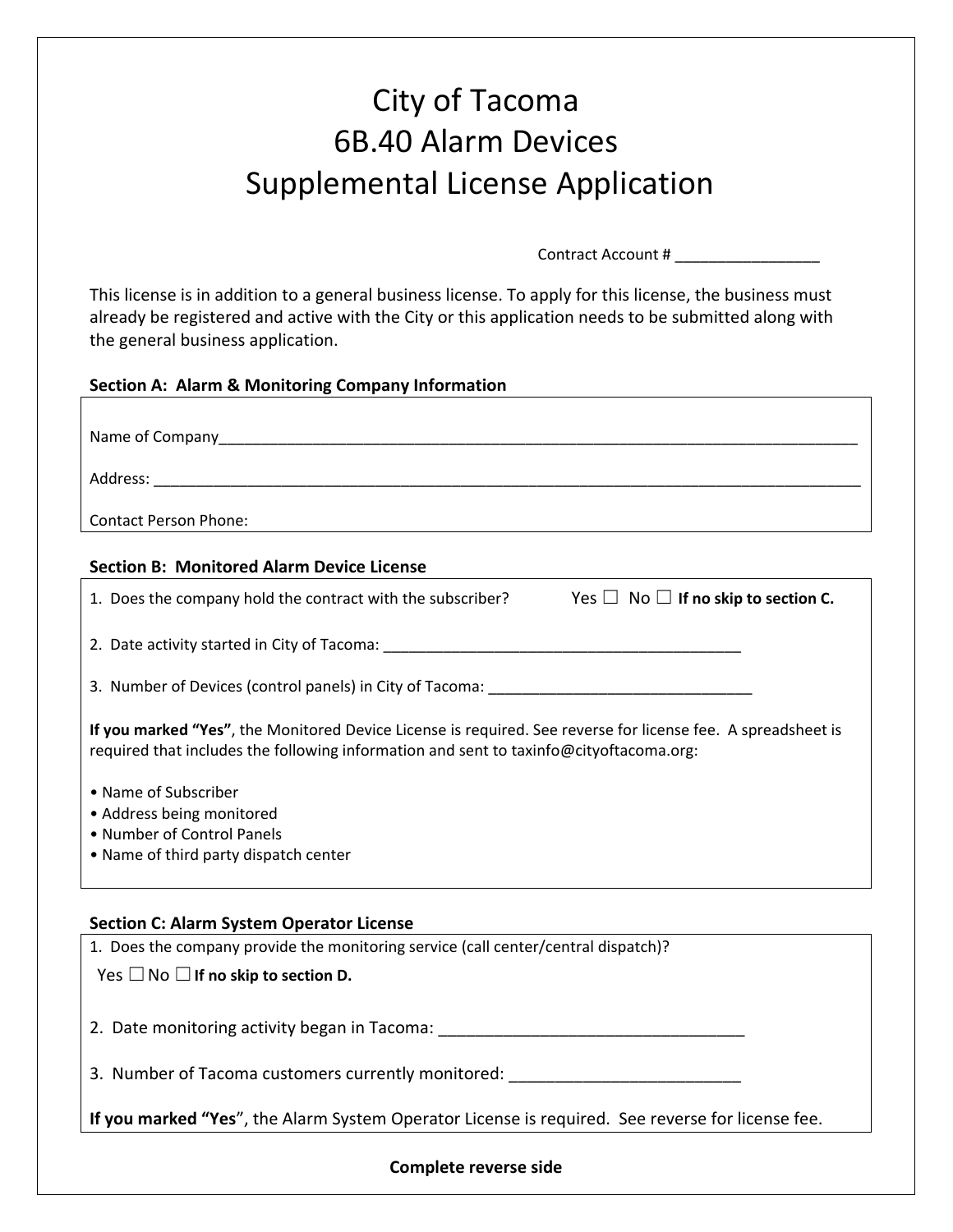# City of Tacoma
# 6B.40 Alarm Devices
# Supplemental License Application

Contract Account # _________________

This license is in addition to a general business license. To apply for this license, the business must already be registered and active with the City or this application needs to be submitted along with the general business application.

### Section A: Alarm & Monitoring Company Information

Name of Company_______________________________________________________________________________

Address: _______________________________________________________________________________________

Contact Person Phone:

### Section B: Monitored Alarm Device License

1. Does the company hold the contract with the subscriber? Yes ☐ No ☐ **If no skip to section C.**

2. Date activity started in City of Tacoma: ___________________________________________

3. Number of Devices (control panels) in City of Tacoma: ________________________________

**If you marked "Yes"**, the Monitored Device License is required. See reverse for license fee. A spreadsheet is required that includes the following information and sent to taxinfo@cityoftacoma.org:

- Name of Subscriber
- Address being monitored
- Number of Control Panels
- Name of third party dispatch center

### Section C: Alarm System Operator License

1. Does the company provide the monitoring service (call center/central dispatch)?

Yes ☐ No ☐ **If no skip to section D.**

2. Date monitoring activity began in Tacoma: __________________________________

3. Number of Tacoma customers currently monitored: _________________________

**If you marked "Yes"**, the Alarm System Operator License is required. See reverse for license fee.

**Complete reverse side**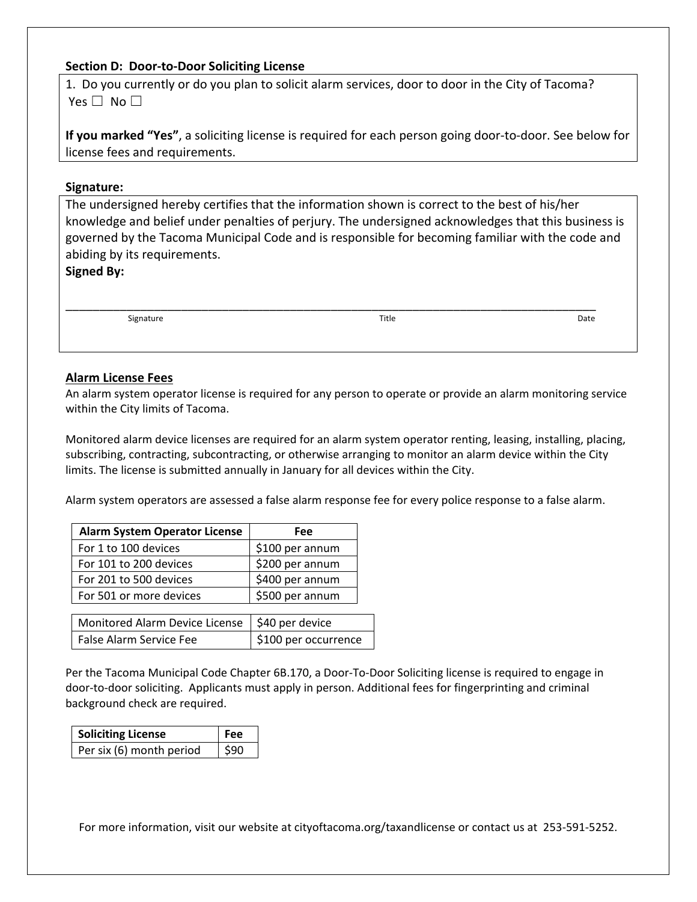### Section D: Door-to-Door Soliciting License

1. Do you currently or do you plan to solicit alarm services, door to door in the City of Tacoma?
Yes ☐ No ☐

**If you marked "Yes"**, a soliciting license is required for each person going door-to-door. See below for license fees and requirements.

### Signature:

The undersigned hereby certifies that the information shown is correct to the best of his/her knowledge and belief under penalties of perjury. The undersigned acknowledges that this business is governed by the Tacoma Municipal Code and is responsible for becoming familiar with the code and abiding by its requirements.

**Signed By:**

_______________________________________________________________________________

Signature | Title | Date

## Alarm License Fees

An alarm system operator license is required for any person to operate or provide an alarm monitoring service within the City limits of Tacoma.

Monitored alarm device licenses are required for an alarm system operator renting, leasing, installing, placing, subscribing, contracting, subcontracting, or otherwise arranging to monitor an alarm device within the City limits. The license is submitted annually in January for all devices within the City.

Alarm system operators are assessed a false alarm response fee for every police response to a false alarm.

| Alarm System Operator License | Fee |
|---|---|
| For 1 to 100 devices | $100 per annum |
| For 101 to 200 devices | $200 per annum |
| For 201 to 500 devices | $400 per annum |
| For 501 or more devices | $500 per annum |

| | |
|---|---|
| Monitored Alarm Device License | $40 per device |
| False Alarm Service Fee | $100 per occurrence |

Per the Tacoma Municipal Code Chapter 6B.170, a Door-To-Door Soliciting license is required to engage in door-to-door soliciting. Applicants must apply in person. Additional fees for fingerprinting and criminal background check are required.

| Soliciting License | Fee |
|---|---|
| Per six (6) month period | $90 |

For more information, visit our website at cityoftacoma.org/taxandlicense or contact us at 253-591-5252.